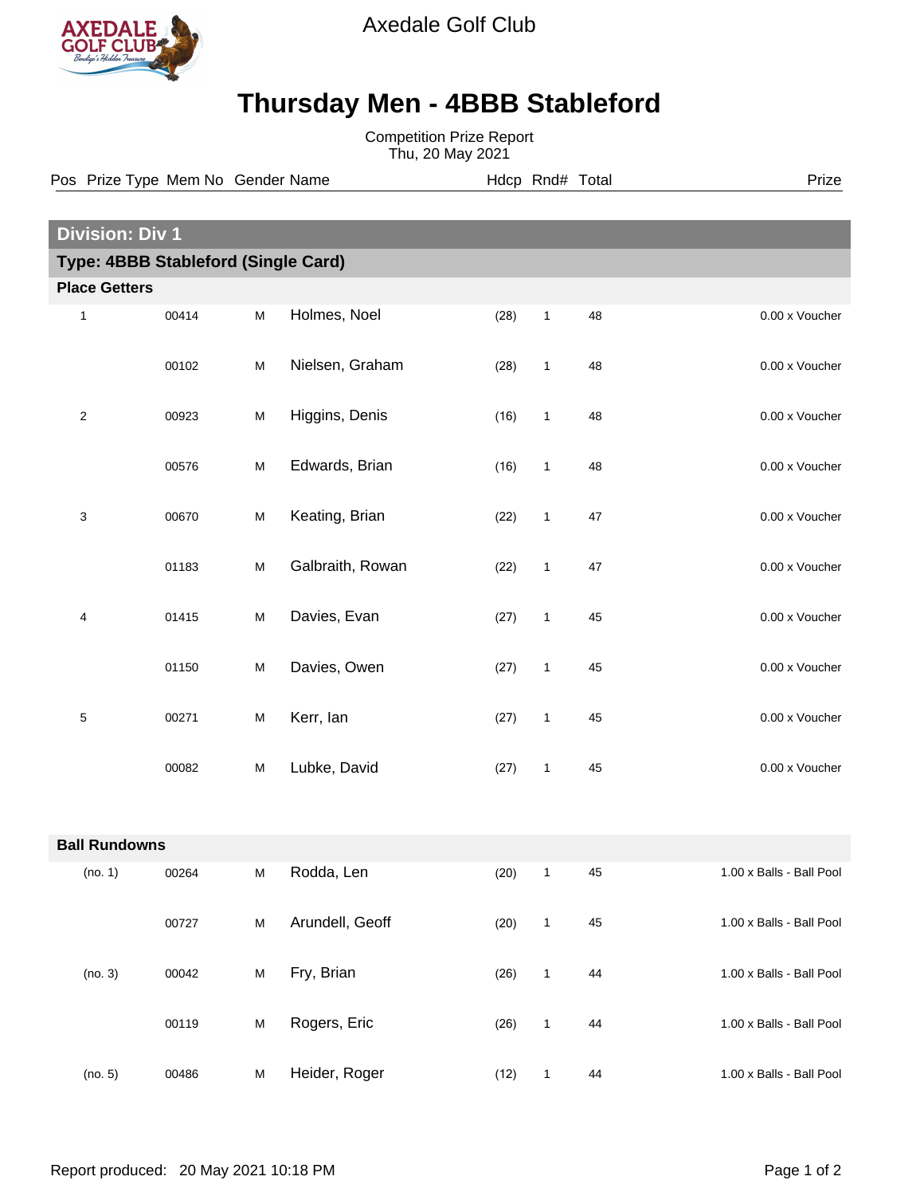Axedale Golf Club

# Thursday Men - 4BBB Stableford

Competition Prize Report
Thu, 20 May 2021

## Division: Div 1

### Type: 4BBB Stableford (Single Card)

#### Place Getters

| Pos | Prize Type | Mem No | Gender | Name | Hdcp | Rnd# | Total | Prize |
|---|---|---|---|---|---|---|---|---|
| 1 | | 00414 | M | Holmes, Noel | (28) | 1 | 48 | 0.00 x Voucher |
| | | 00102 | M | Nielsen, Graham | (28) | 1 | 48 | 0.00 x Voucher |
| 2 | | 00923 | M | Higgins, Denis | (16) | 1 | 48 | 0.00 x Voucher |
| | | 00576 | M | Edwards, Brian | (16) | 1 | 48 | 0.00 x Voucher |
| 3 | | 00670 | M | Keating, Brian | (22) | 1 | 47 | 0.00 x Voucher |
| | | 01183 | M | Galbraith, Rowan | (22) | 1 | 47 | 0.00 x Voucher |
| 4 | | 01415 | M | Davies, Evan | (27) | 1 | 45 | 0.00 x Voucher |
| | | 01150 | M | Davies, Owen | (27) | 1 | 45 | 0.00 x Voucher |
| 5 | | 00271 | M | Kerr, Ian | (27) | 1 | 45 | 0.00 x Voucher |
| | | 00082 | M | Lubke, David | (27) | 1 | 45 | 0.00 x Voucher |

#### Ball Rundowns

| Pos | Prize Type | Mem No | Gender | Name | Hdcp | Rnd# | Total | Prize |
|---|---|---|---|---|---|---|---|---|
| (no. 1) | | 00264 | M | Rodda, Len | (20) | 1 | 45 | 1.00 x Balls - Ball Pool |
| | | 00727 | M | Arundell, Geoff | (20) | 1 | 45 | 1.00 x Balls - Ball Pool |
| (no. 3) | | 00042 | M | Fry, Brian | (26) | 1 | 44 | 1.00 x Balls - Ball Pool |
| | | 00119 | M | Rogers, Eric | (26) | 1 | 44 | 1.00 x Balls - Ball Pool |
| (no. 5) | | 00486 | M | Heider, Roger | (12) | 1 | 44 | 1.00 x Balls - Ball Pool |

Report produced: 20 May 2021 10:18 PM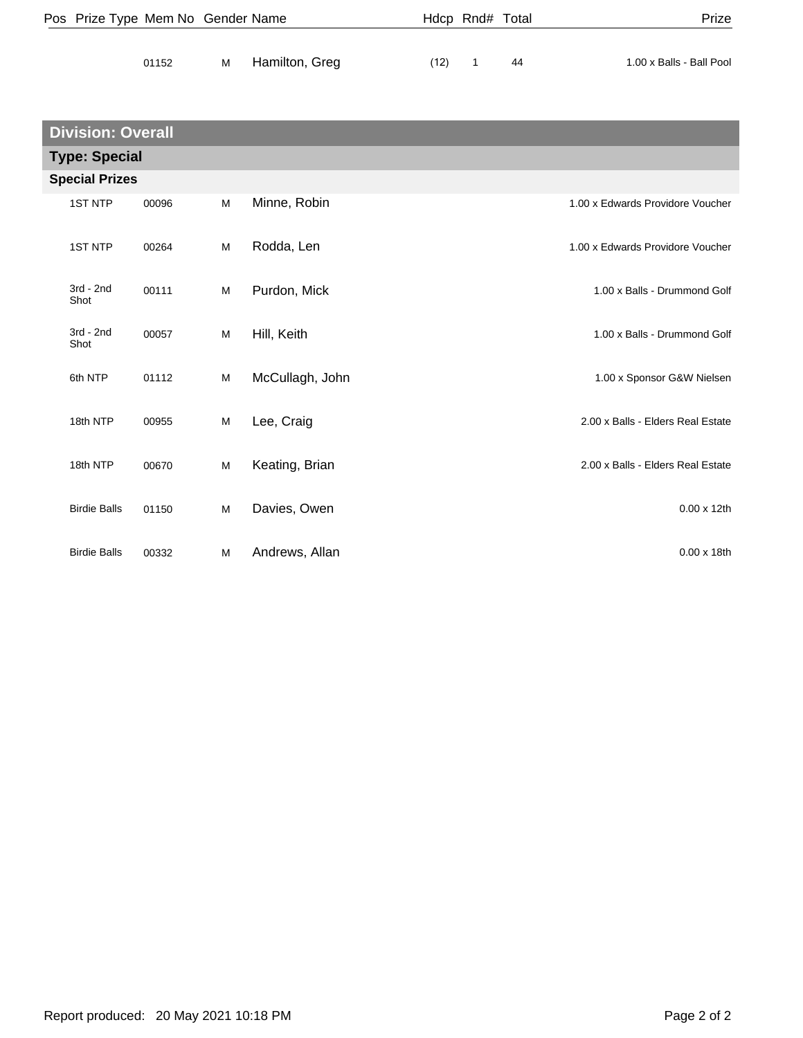| Pos | Prize Type | Mem No | Gender | Name | Hdcp | Rnd# | Total | Prize |
|---|---|---|---|---|---|---|---|---|
| | | 01152 | M | Hamilton, Greg | (12) | 1 | 44 | 1.00 x Balls - Ball Pool |

## Division: Overall

### Type: Special

#### Special Prizes

| Pos | Prize Type | Mem No | Gender | Name | Hdcp | Rnd# | Total | Prize |
|---|---|---|---|---|---|---|---|---|
| | 1ST NTP | 00096 | M | Minne, Robin | | | | 1.00 x Edwards Providore Voucher |
| | 1ST NTP | 00264 | M | Rodda, Len | | | | 1.00 x Edwards Providore Voucher |
| | 3rd - 2nd Shot | 00111 | M | Purdon, Mick | | | | 1.00 x Balls - Drummond Golf |
| | 3rd - 2nd Shot | 00057 | M | Hill, Keith | | | | 1.00 x Balls - Drummond Golf |
| | 6th NTP | 01112 | M | McCullagh, John | | | | 1.00 x Sponsor G&W Nielsen |
| | 18th NTP | 00955 | M | Lee, Craig | | | | 2.00 x Balls - Elders Real Estate |
| | 18th NTP | 00670 | M | Keating, Brian | | | | 2.00 x Balls - Elders Real Estate |
| | Birdie Balls | 01150 | M | Davies, Owen | | | | 0.00 x 12th |
| | Birdie Balls | 00332 | M | Andrews, Allan | | | | 0.00 x 18th |

Report produced: 20 May 2021 10:18 PM